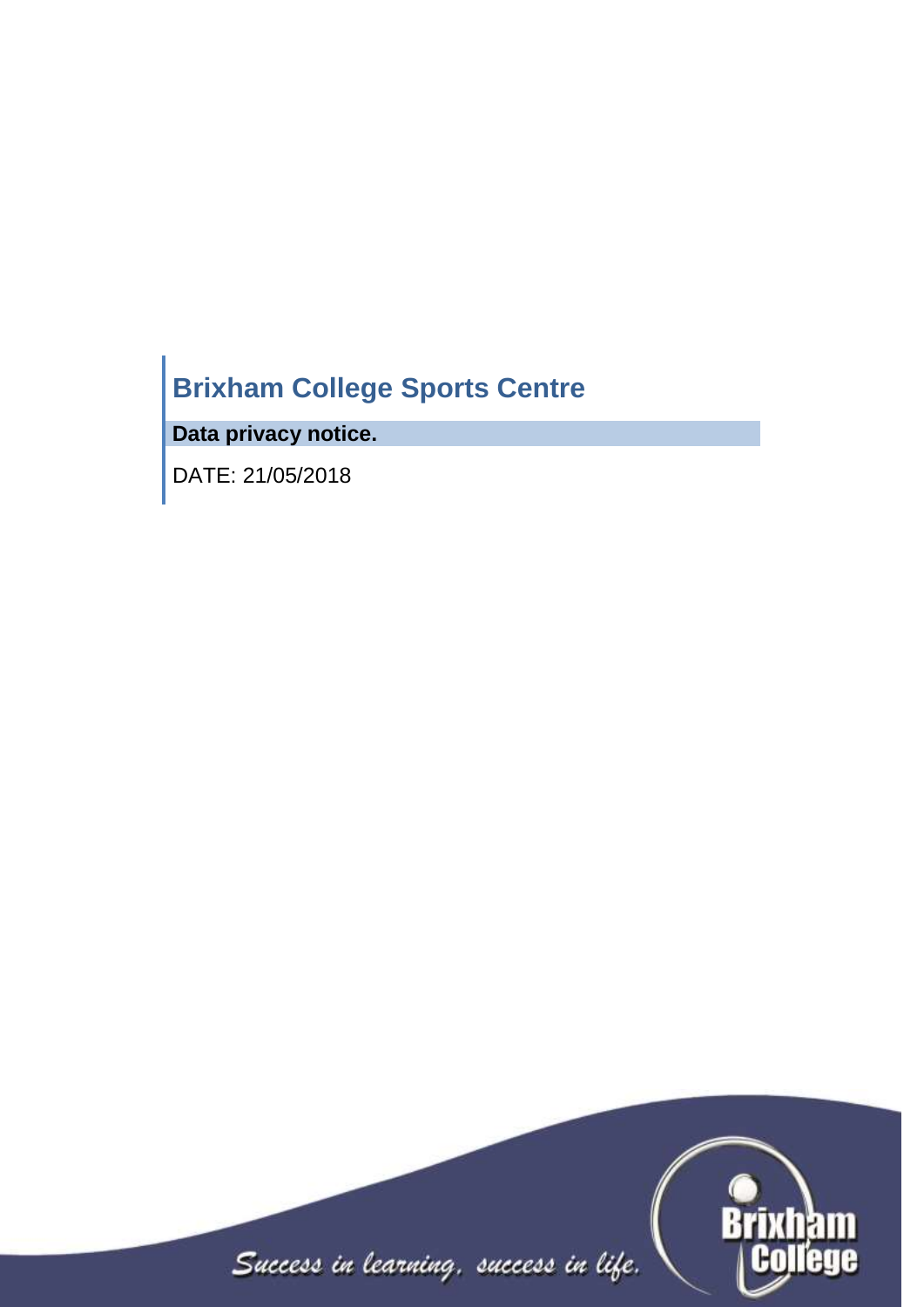# Brixham College Sports Centre

**Data privacy notice.**

DATE: 21/05/2018

*Success in learning, success in life.*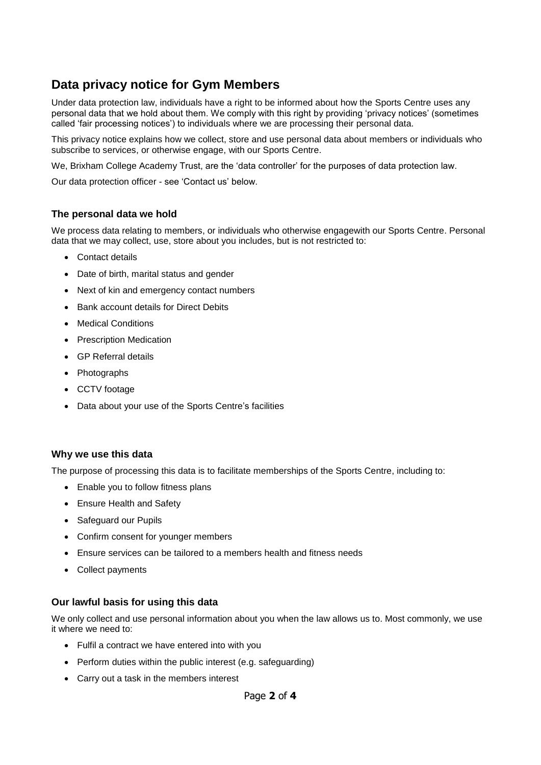# Data privacy notice for Gym Members

Under data protection law, individuals have a right to be informed about how the Sports Centre uses any personal data that we hold about them. We comply with this right by providing 'privacy notices' (sometimes called 'fair processing notices') to individuals where we are processing their personal data.

This privacy notice explains how we collect, store and use personal data about members or individuals who subscribe to services, or otherwise engage, with our Sports Centre.

We, Brixham College Academy Trust, are the 'data controller' for the purposes of data protection law.

Our data protection officer - see 'Contact us' below.

### The personal data we hold

We process data relating to members, or individuals who otherwise engagewith our Sports Centre. Personal data that we may collect, use, store about you includes, but is not restricted to:

- Contact details
- Date of birth, marital status and gender
- Next of kin and emergency contact numbers
- Bank account details for Direct Debits
- Medical Conditions
- Prescription Medication
- GP Referral details
- Photographs
- CCTV footage
- Data about your use of the Sports Centre's facilities

### Why we use this data

The purpose of processing this data is to facilitate memberships of the Sports Centre, including to:

- Enable you to follow fitness plans
- Ensure Health and Safety
- Safeguard our Pupils
- Confirm consent for younger members
- Ensure services can be tailored to a members health and fitness needs
- Collect payments

### Our lawful basis for using this data

We only collect and use personal information about you when the law allows us to. Most commonly, we use it where we need to:

- Fulfil a contract we have entered into with you
- Perform duties within the public interest (e.g. safeguarding)
- Carry out a task in the members interest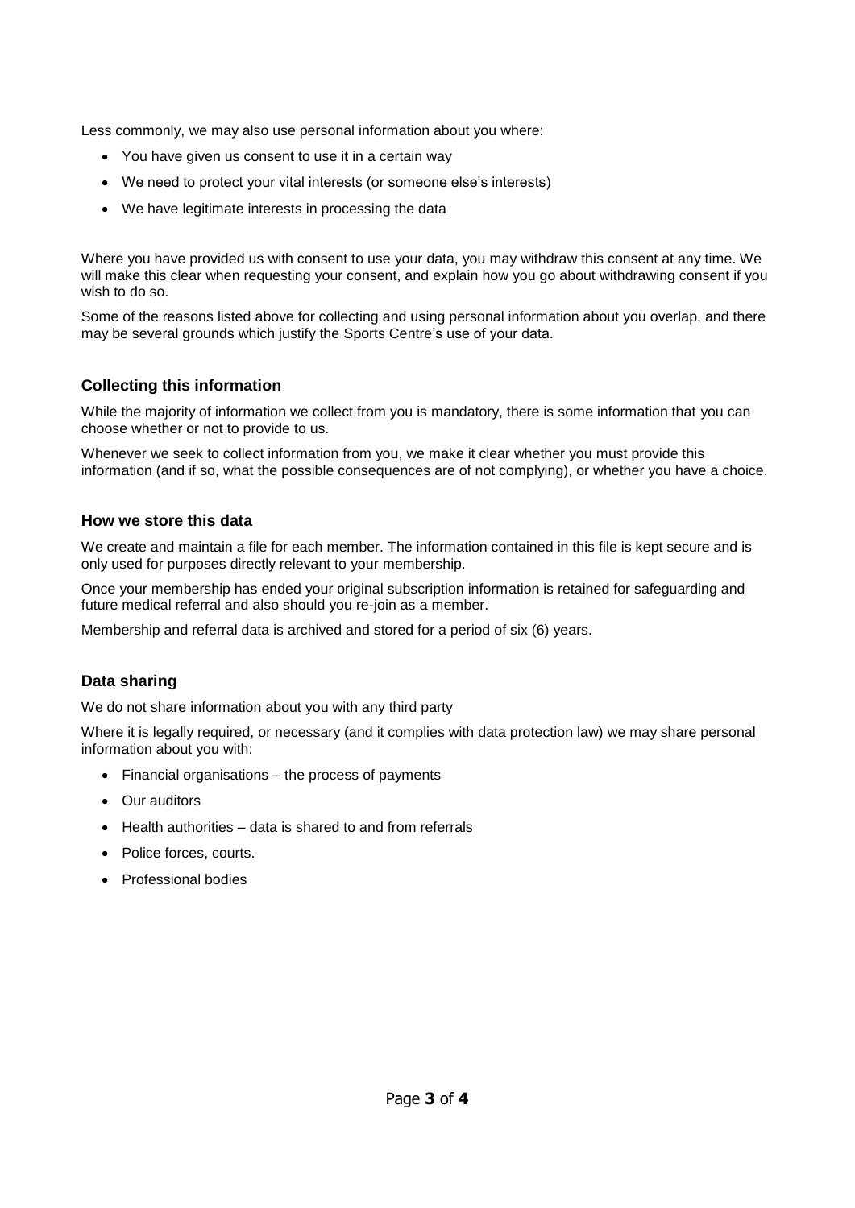Less commonly, we may also use personal information about you where:

- You have given us consent to use it in a certain way
- We need to protect your vital interests (or someone else's interests)
- We have legitimate interests in processing the data

Where you have provided us with consent to use your data, you may withdraw this consent at any time. We will make this clear when requesting your consent, and explain how you go about withdrawing consent if you wish to do so.

Some of the reasons listed above for collecting and using personal information about you overlap, and there may be several grounds which justify the Sports Centre's use of your data.

### Collecting this information

While the majority of information we collect from you is mandatory, there is some information that you can choose whether or not to provide to us.

Whenever we seek to collect information from you, we make it clear whether you must provide this information (and if so, what the possible consequences are of not complying), or whether you have a choice.

### How we store this data

We create and maintain a file for each member. The information contained in this file is kept secure and is only used for purposes directly relevant to your membership.

Once your membership has ended your original subscription information is retained for safeguarding and future medical referral and also should you re-join as a member.

Membership and referral data is archived and stored for a period of six (6) years.

### Data sharing

We do not share information about you with any third party

Where it is legally required, or necessary (and it complies with data protection law) we may share personal information about you with:

- Financial organisations – the process of payments
- Our auditors
- Health authorities – data is shared to and from referrals
- Police forces, courts.
- Professional bodies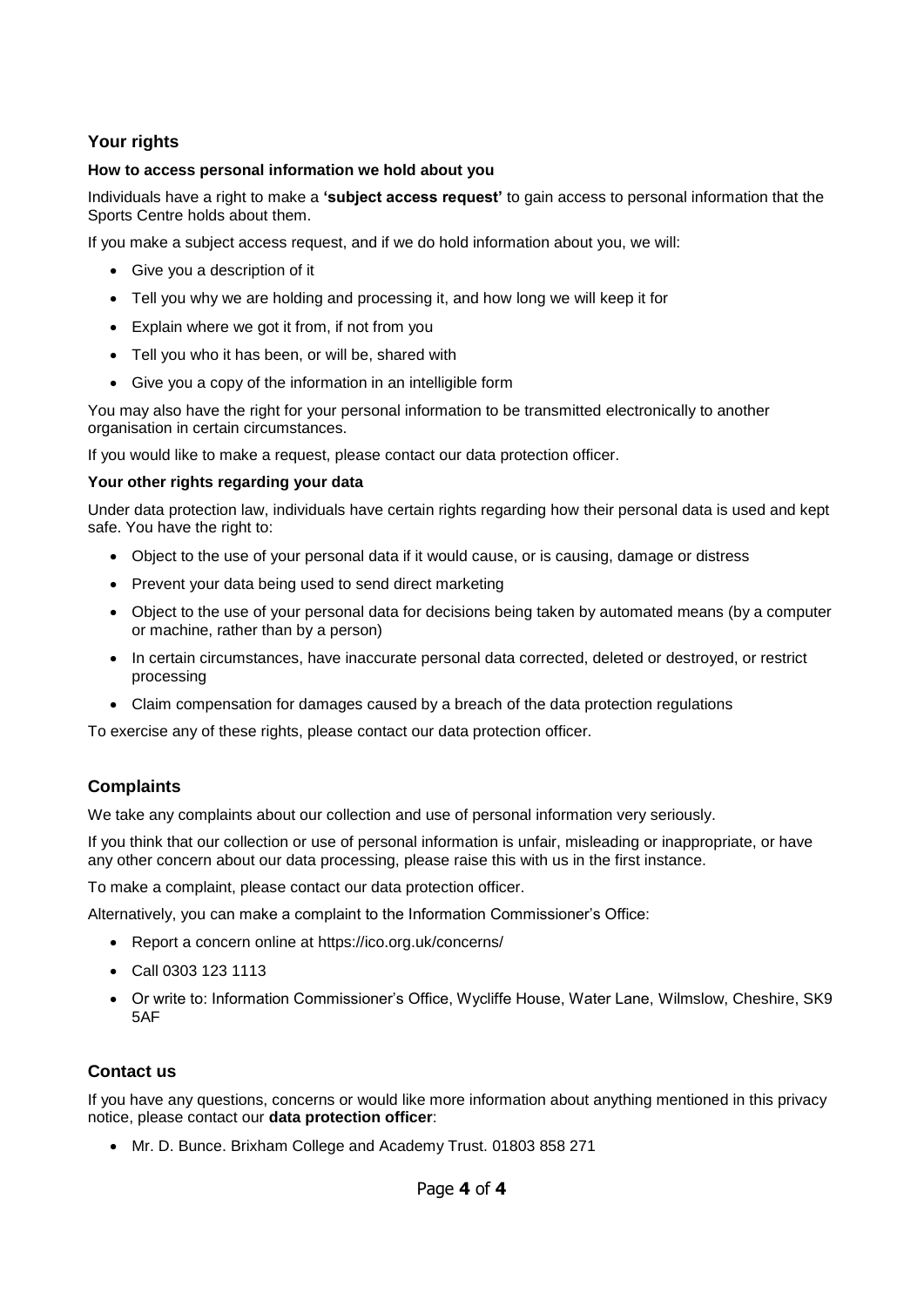## Your rights

### How to access personal information we hold about you

Individuals have a right to make a **'subject access request'** to gain access to personal information that the Sports Centre holds about them.

If you make a subject access request, and if we do hold information about you, we will:

- Give you a description of it
- Tell you why we are holding and processing it, and how long we will keep it for
- Explain where we got it from, if not from you
- Tell you who it has been, or will be, shared with
- Give you a copy of the information in an intelligible form

You may also have the right for your personal information to be transmitted electronically to another organisation in certain circumstances.

If you would like to make a request, please contact our data protection officer.

### Your other rights regarding your data

Under data protection law, individuals have certain rights regarding how their personal data is used and kept safe. You have the right to:

- Object to the use of your personal data if it would cause, or is causing, damage or distress
- Prevent your data being used to send direct marketing
- Object to the use of your personal data for decisions being taken by automated means (by a computer or machine, rather than by a person)
- In certain circumstances, have inaccurate personal data corrected, deleted or destroyed, or restrict processing
- Claim compensation for damages caused by a breach of the data protection regulations

To exercise any of these rights, please contact our data protection officer.

## Complaints

We take any complaints about our collection and use of personal information very seriously.

If you think that our collection or use of personal information is unfair, misleading or inappropriate, or have any other concern about our data processing, please raise this with us in the first instance.

To make a complaint, please contact our data protection officer.

Alternatively, you can make a complaint to the Information Commissioner's Office:

- Report a concern online at https://ico.org.uk/concerns/
- Call 0303 123 1113
- Or write to: Information Commissioner's Office, Wycliffe House, Water Lane, Wilmslow, Cheshire, SK9 5AF

## Contact us

If you have any questions, concerns or would like more information about anything mentioned in this privacy notice, please contact our **data protection officer**:

- Mr. D. Bunce. Brixham College and Academy Trust. 01803 858 271